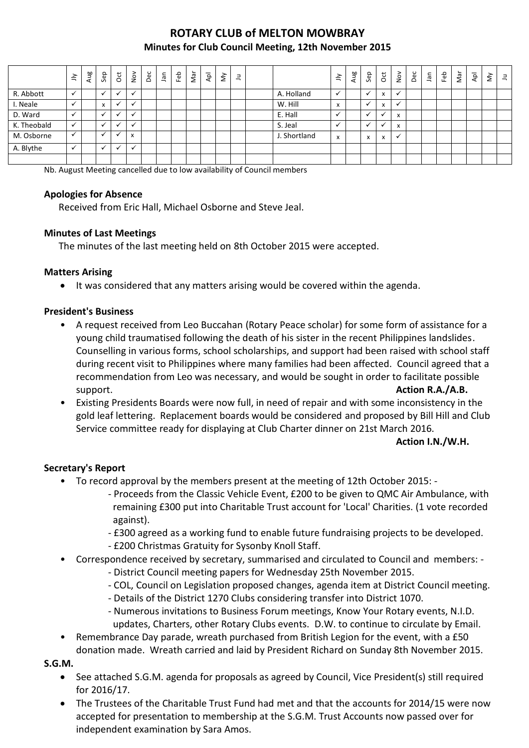# ROTARY CLUB of MELTON MOWBRAY

## Minutes for Club Council Meeting, 12th November 2015

| | Jly | Aug | Sep | Oct | Nov | Dec | Jan | Feb | Mar | Apl | My | Ju | | | Jly | Aug | Sep | Oct | Nov | Dec | Jan | Feb | Mar | Apl | My | Ju |
|---|---|---|---|---|---|---|---|---|---|---|---|---|---|---|---|---|---|---|---|---|---|---|---|---|---|---|
| R. Abbott | ✓ | | ✓ | ✓ | ✓ | | | | | | | | | A. Holland | ✓ | | ✓ | x | ✓ | | | | | | | |
| I. Neale | ✓ | | x | ✓ | ✓ | | | | | | | | | W. Hill | x | | ✓ | x | ✓ | | | | | | | |
| D. Ward | ✓ | | ✓ | ✓ | ✓ | | | | | | | | | E. Hall | ✓ | | ✓ | ✓ | x | | | | | | | |
| K. Theobald | ✓ | | ✓ | ✓ | ✓ | | | | | | | | | S. Jeal | ✓ | | ✓ | ✓ | x | | | | | | | |
| M. Osborne | ✓ | | ✓ | ✓ | x | | | | | | | | | J. Shortland | x | | x | x | ✓ | | | | | | | |
| A. Blythe | ✓ | | ✓ | ✓ | ✓ | | | | | | | | | | | | | | | | | | | | | |
| | | | | | | | | | | | | | | | | | | | | | | | | | | |

Nb. August Meeting cancelled due to low availability of Council members

### Apologies for Absence

Received from Eric Hall, Michael Osborne and Steve Jeal.

### Minutes of Last Meetings

The minutes of the last meeting held on 8th October 2015 were accepted.

### Matters Arising

- It was considered that any matters arising would be covered within the agenda.

### President's Business

- A request received from Leo Buccahan (Rotary Peace scholar) for some form of assistance for a young child traumatised following the death of his sister in the recent Philippines landslides. Counselling in various forms, school scholarships, and support had been raised with school staff during recent visit to Philippines where many families had been affected. Council agreed that a recommendation from Leo was necessary, and would be sought in order to facilitate possible support. **Action R.A./A.B.**
- Existing Presidents Boards were now full, in need of repair and with some inconsistency in the gold leaf lettering. Replacement boards would be considered and proposed by Bill Hill and Club Service committee ready for displaying at Club Charter dinner on 21st March 2016. **Action I.N./W.H.**

### Secretary's Report

- To record approval by the members present at the meeting of 12th October 2015: -
  - Proceeds from the Classic Vehicle Event, £200 to be given to QMC Air Ambulance, with remaining £300 put into Charitable Trust account for 'Local' Charities. (1 vote recorded against).
  - £300 agreed as a working fund to enable future fundraising projects to be developed.
  - £200 Christmas Gratuity for Sysonby Knoll Staff.
- Correspondence received by secretary, summarised and circulated to Council and members: -
  - District Council meeting papers for Wednesday 25th November 2015.
  - COL, Council on Legislation proposed changes, agenda item at District Council meeting.
  - Details of the District 1270 Clubs considering transfer into District 1070.
  - Numerous invitations to Business Forum meetings, Know Your Rotary events, N.I.D. updates, Charters, other Rotary Clubs events. D.W. to continue to circulate by Email.
- Remembrance Day parade, wreath purchased from British Legion for the event, with a £50 donation made. Wreath carried and laid by President Richard on Sunday 8th November 2015.

### S.G.M.

- See attached S.G.M. agenda for proposals as agreed by Council, Vice President(s) still required for 2016/17.
- The Trustees of the Charitable Trust Fund had met and that the accounts for 2014/15 were now accepted for presentation to membership at the S.G.M. Trust Accounts now passed over for independent examination by Sara Amos.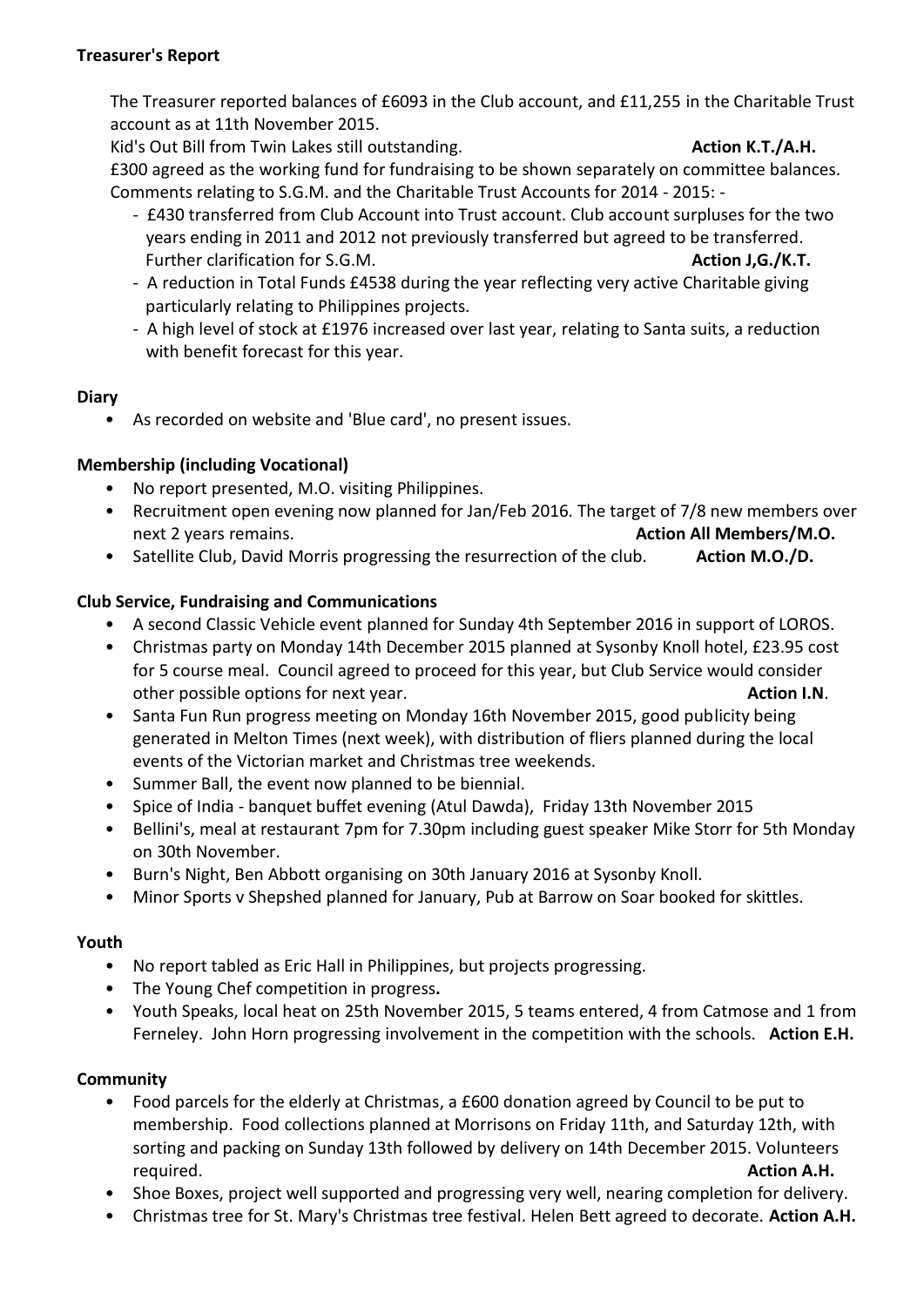**Treasurer's Report**

The Treasurer reported balances of £6093 in the Club account, and £11,255 in the Charitable Trust account as at 11th November 2015.

Kid's Out Bill from Twin Lakes still outstanding. **Action K.T./A.H.**

£300 agreed as the working fund for fundraising to be shown separately on committee balances.

Comments relating to S.G.M. and the Charitable Trust Accounts for 2014 - 2015: -

- £430 transferred from Club Account into Trust account. Club account surpluses for the two years ending in 2011 and 2012 not previously transferred but agreed to be transferred. Further clarification for S.G.M. **Action J,G./K.T.**
- A reduction in Total Funds £4538 during the year reflecting very active Charitable giving particularly relating to Philippines projects.
- A high level of stock at £1976 increased over last year, relating to Santa suits, a reduction with benefit forecast for this year.

**Diary**

- As recorded on website and 'Blue card', no present issues.

**Membership (including Vocational)**

- No report presented, M.O. visiting Philippines.
- Recruitment open evening now planned for Jan/Feb 2016. The target of 7/8 new members over next 2 years remains. **Action All Members/M.O.**
- Satellite Club, David Morris progressing the resurrection of the club. **Action M.O./D.**

**Club Service, Fundraising and Communications**

- A second Classic Vehicle event planned for Sunday 4th September 2016 in support of LOROS.
- Christmas party on Monday 14th December 2015 planned at Sysonby Knoll hotel, £23.95 cost for 5 course meal. Council agreed to proceed for this year, but Club Service would consider other possible options for next year. **Action I.N**.
- Santa Fun Run progress meeting on Monday 16th November 2015, good publicity being generated in Melton Times (next week), with distribution of fliers planned during the local events of the Victorian market and Christmas tree weekends.
- Summer Ball, the event now planned to be biennial.
- Spice of India - banquet buffet evening (Atul Dawda), Friday 13th November 2015
- Bellini's, meal at restaurant 7pm for 7.30pm including guest speaker Mike Storr for 5th Monday on 30th November.
- Burn's Night, Ben Abbott organising on 30th January 2016 at Sysonby Knoll.
- Minor Sports v Shepshed planned for January, Pub at Barrow on Soar booked for skittles.

**Youth**

- No report tabled as Eric Hall in Philippines, but projects progressing.
- The Young Chef competition in progress**.**
- Youth Speaks, local heat on 25th November 2015, 5 teams entered, 4 from Catmose and 1 from Ferneley. John Horn progressing involvement in the competition with the schools. **Action E.H.**

**Community**

- Food parcels for the elderly at Christmas, a £600 donation agreed by Council to be put to membership. Food collections planned at Morrisons on Friday 11th, and Saturday 12th, with sorting and packing on Sunday 13th followed by delivery on 14th December 2015. Volunteers required. **Action A.H.**
- Shoe Boxes, project well supported and progressing very well, nearing completion for delivery.
- Christmas tree for St. Mary's Christmas tree festival. Helen Bett agreed to decorate. **Action A.H.**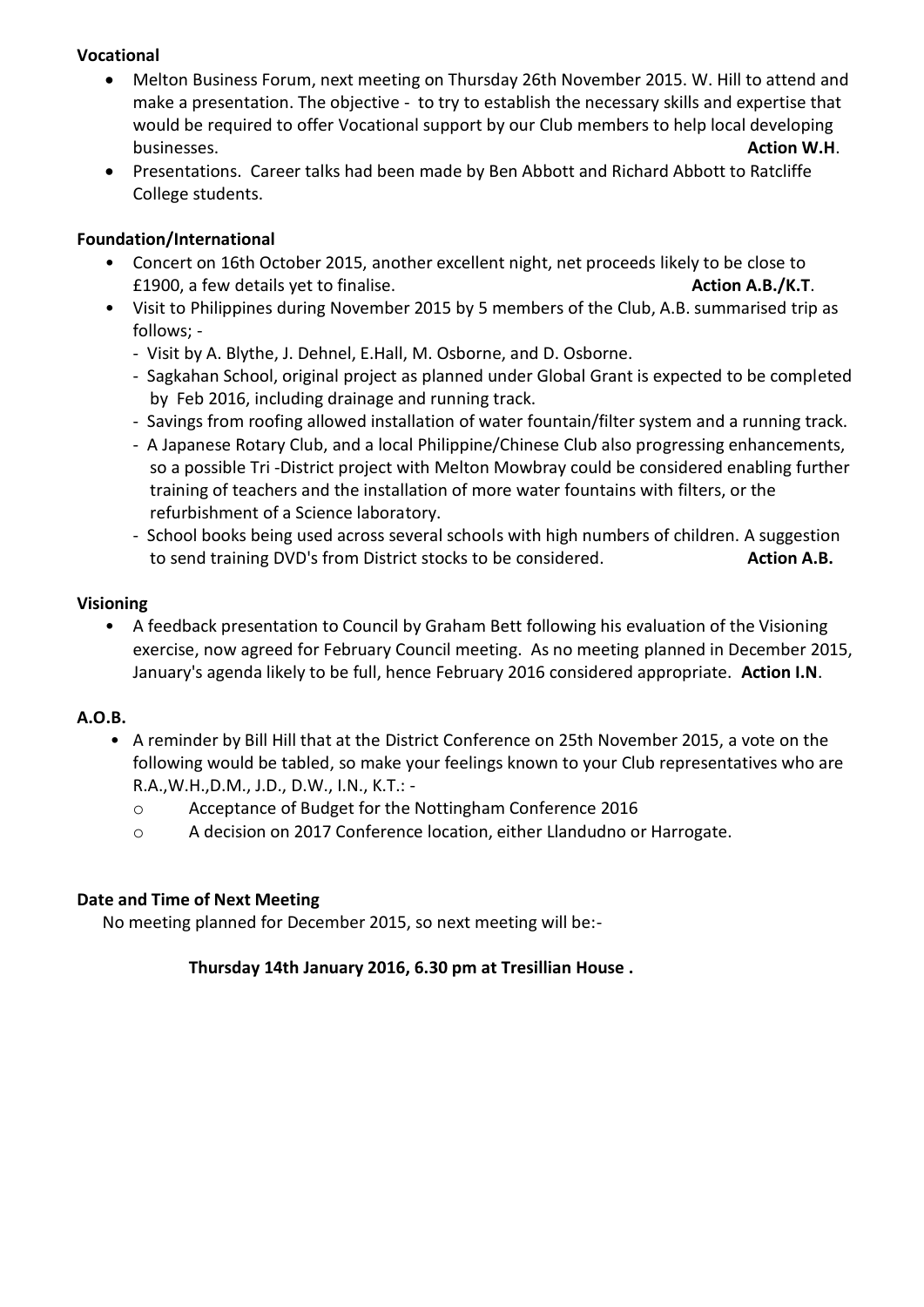**Vocational**

- Melton Business Forum, next meeting on Thursday 26th November 2015. W. Hill to attend and make a presentation. The objective - to try to establish the necessary skills and expertise that would be required to offer Vocational support by our Club members to help local developing businesses. **Action W.H**.
- Presentations. Career talks had been made by Ben Abbott and Richard Abbott to Ratcliffe College students.

**Foundation/International**

- Concert on 16th October 2015, another excellent night, net proceeds likely to be close to £1900, a few details yet to finalise. **Action A.B./K.T**.
- Visit to Philippines during November 2015 by 5 members of the Club, A.B. summarised trip as follows; -
  - Visit by A. Blythe, J. Dehnel, E.Hall, M. Osborne, and D. Osborne.
  - Sagkahan School, original project as planned under Global Grant is expected to be completed by Feb 2016, including drainage and running track.
  - Savings from roofing allowed installation of water fountain/filter system and a running track.
  - A Japanese Rotary Club, and a local Philippine/Chinese Club also progressing enhancements, so a possible Tri -District project with Melton Mowbray could be considered enabling further training of teachers and the installation of more water fountains with filters, or the refurbishment of a Science laboratory.
  - School books being used across several schools with high numbers of children. A suggestion to send training DVD's from District stocks to be considered. **Action A.B.**

**Visioning**

- A feedback presentation to Council by Graham Bett following his evaluation of the Visioning exercise, now agreed for February Council meeting. As no meeting planned in December 2015, January's agenda likely to be full, hence February 2016 considered appropriate. **Action I.N**.

**A.O.B.**

- A reminder by Bill Hill that at the District Conference on 25th November 2015, a vote on the following would be tabled, so make your feelings known to your Club representatives who are R.A.,W.H.,D.M., J.D., D.W., I.N., K.T.: -
  - Acceptance of Budget for the Nottingham Conference 2016
  - A decision on 2017 Conference location, either Llandudno or Harrogate.

**Date and Time of Next Meeting**

No meeting planned for December 2015, so next meeting will be:-

**Thursday 14th January 2016, 6.30 pm at Tresillian House .**